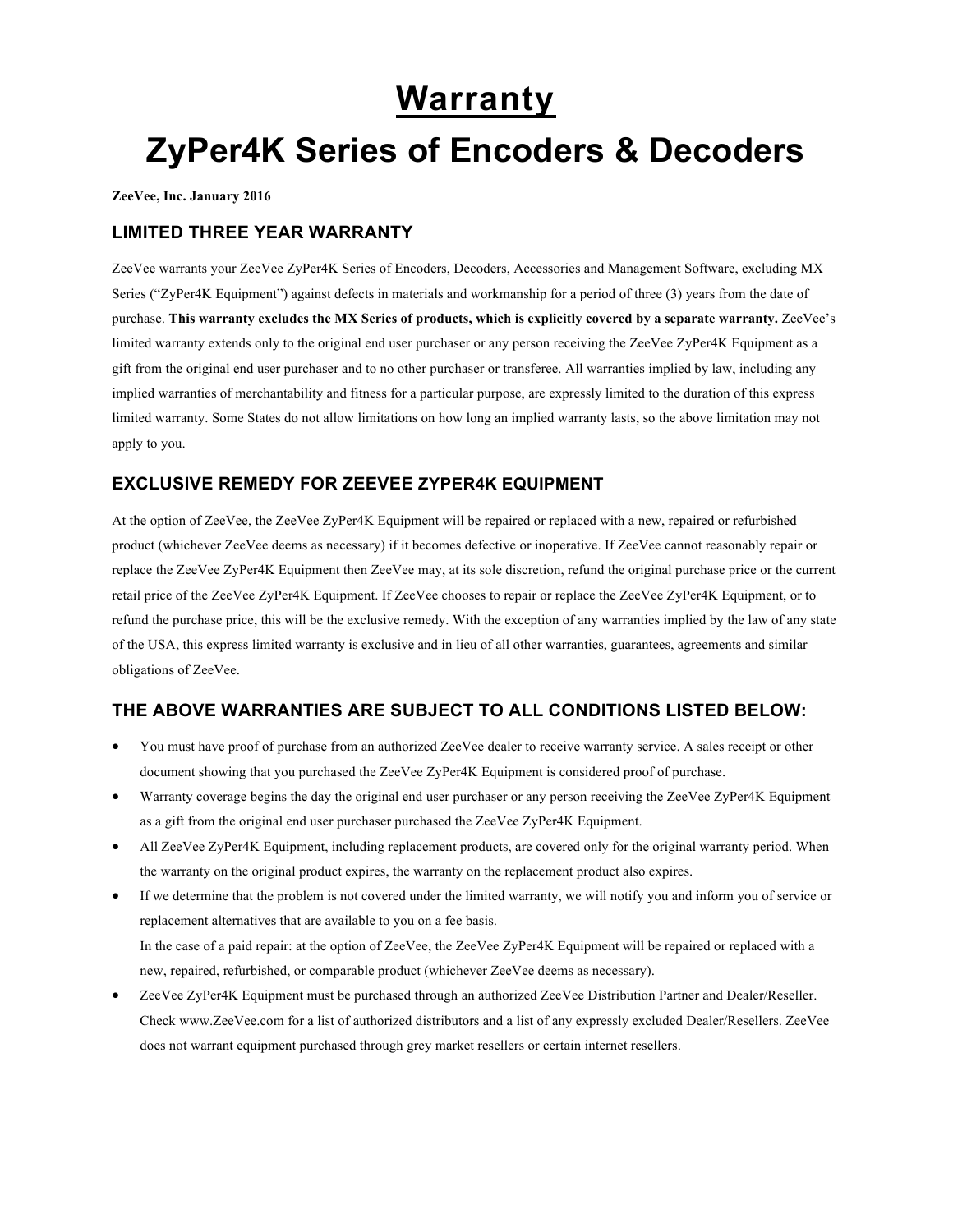# Warranty

# ZyPer4K Series of Encoders & Decoders

**ZeeVee, Inc. January 2016**

## LIMITED THREE YEAR WARRANTY

ZeeVee warrants your ZeeVee ZyPer4K Series of Encoders, Decoders, Accessories and Management Software, excluding MX Series ("ZyPer4K Equipment") against defects in materials and workmanship for a period of three (3) years from the date of purchase. **This warranty excludes the MX Series of products, which is explicitly covered by a separate warranty.** ZeeVee's limited warranty extends only to the original end user purchaser or any person receiving the ZeeVee ZyPer4K Equipment as a gift from the original end user purchaser and to no other purchaser or transferee. All warranties implied by law, including any implied warranties of merchantability and fitness for a particular purpose, are expressly limited to the duration of this express limited warranty. Some States do not allow limitations on how long an implied warranty lasts, so the above limitation may not apply to you.

## EXCLUSIVE REMEDY FOR ZEEVEE ZYPER4K EQUIPMENT

At the option of ZeeVee, the ZeeVee ZyPer4K Equipment will be repaired or replaced with a new, repaired or refurbished product (whichever ZeeVee deems as necessary) if it becomes defective or inoperative. If ZeeVee cannot reasonably repair or replace the ZeeVee ZyPer4K Equipment then ZeeVee may, at its sole discretion, refund the original purchase price or the current retail price of the ZeeVee ZyPer4K Equipment. If ZeeVee chooses to repair or replace the ZeeVee ZyPer4K Equipment, or to refund the purchase price, this will be the exclusive remedy. With the exception of any warranties implied by the law of any state of the USA, this express limited warranty is exclusive and in lieu of all other warranties, guarantees, agreements and similar obligations of ZeeVee.

## THE ABOVE WARRANTIES ARE SUBJECT TO ALL CONDITIONS LISTED BELOW:

- You must have proof of purchase from an authorized ZeeVee dealer to receive warranty service. A sales receipt or other document showing that you purchased the ZeeVee ZyPer4K Equipment is considered proof of purchase.
- Warranty coverage begins the day the original end user purchaser or any person receiving the ZeeVee ZyPer4K Equipment as a gift from the original end user purchaser purchased the ZeeVee ZyPer4K Equipment.
- All ZeeVee ZyPer4K Equipment, including replacement products, are covered only for the original warranty period. When the warranty on the original product expires, the warranty on the replacement product also expires.
- If we determine that the problem is not covered under the limited warranty, we will notify you and inform you of service or replacement alternatives that are available to you on a fee basis.
  In the case of a paid repair: at the option of ZeeVee, the ZeeVee ZyPer4K Equipment will be repaired or replaced with a new, repaired, refurbished, or comparable product (whichever ZeeVee deems as necessary).
- ZeeVee ZyPer4K Equipment must be purchased through an authorized ZeeVee Distribution Partner and Dealer/Reseller. Check www.ZeeVee.com for a list of authorized distributors and a list of any expressly excluded Dealer/Resellers. ZeeVee does not warrant equipment purchased through grey market resellers or certain internet resellers.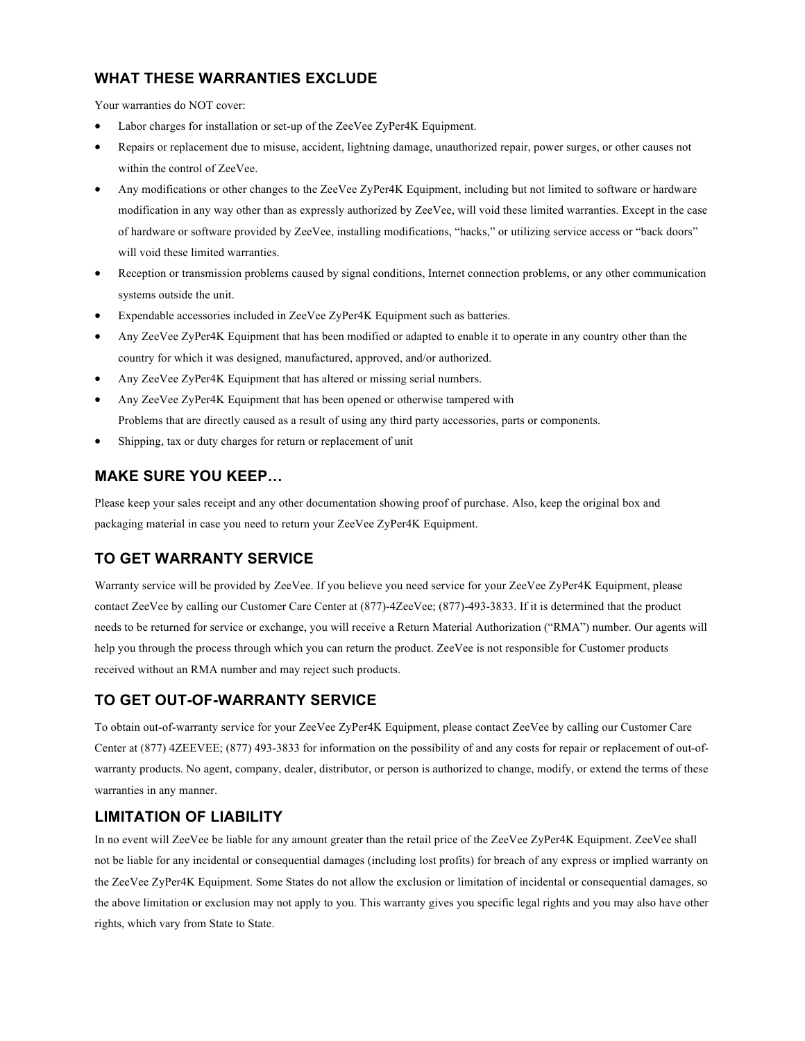## WHAT THESE WARRANTIES EXCLUDE

Your warranties do NOT cover:

- Labor charges for installation or set-up of the ZeeVee ZyPer4K Equipment.
- Repairs or replacement due to misuse, accident, lightning damage, unauthorized repair, power surges, or other causes not within the control of ZeeVee.
- Any modifications or other changes to the ZeeVee ZyPer4K Equipment, including but not limited to software or hardware modification in any way other than as expressly authorized by ZeeVee, will void these limited warranties. Except in the case of hardware or software provided by ZeeVee, installing modifications, "hacks," or utilizing service access or "back doors" will void these limited warranties.
- Reception or transmission problems caused by signal conditions, Internet connection problems, or any other communication systems outside the unit.
- Expendable accessories included in ZeeVee ZyPer4K Equipment such as batteries.
- Any ZeeVee ZyPer4K Equipment that has been modified or adapted to enable it to operate in any country other than the country for which it was designed, manufactured, approved, and/or authorized.
- Any ZeeVee ZyPer4K Equipment that has altered or missing serial numbers.
- Any ZeeVee ZyPer4K Equipment that has been opened or otherwise tampered with
  Problems that are directly caused as a result of using any third party accessories, parts or components.
- Shipping, tax or duty charges for return or replacement of unit

## MAKE SURE YOU KEEP…

Please keep your sales receipt and any other documentation showing proof of purchase. Also, keep the original box and packaging material in case you need to return your ZeeVee ZyPer4K Equipment.

## TO GET WARRANTY SERVICE

Warranty service will be provided by ZeeVee. If you believe you need service for your ZeeVee ZyPer4K Equipment, please contact ZeeVee by calling our Customer Care Center at (877)-4ZeeVee; (877)-493-3833. If it is determined that the product needs to be returned for service or exchange, you will receive a Return Material Authorization ("RMA") number. Our agents will help you through the process through which you can return the product. ZeeVee is not responsible for Customer products received without an RMA number and may reject such products.

## TO GET OUT-OF-WARRANTY SERVICE

To obtain out-of-warranty service for your ZeeVee ZyPer4K Equipment, please contact ZeeVee by calling our Customer Care Center at (877) 4ZEEVEE; (877) 493-3833 for information on the possibility of and any costs for repair or replacement of out-of-warranty products. No agent, company, dealer, distributor, or person is authorized to change, modify, or extend the terms of these warranties in any manner.

## LIMITATION OF LIABILITY

In no event will ZeeVee be liable for any amount greater than the retail price of the ZeeVee ZyPer4K Equipment. ZeeVee shall not be liable for any incidental or consequential damages (including lost profits) for breach of any express or implied warranty on the ZeeVee ZyPer4K Equipment. Some States do not allow the exclusion or limitation of incidental or consequential damages, so the above limitation or exclusion may not apply to you. This warranty gives you specific legal rights and you may also have other rights, which vary from State to State.